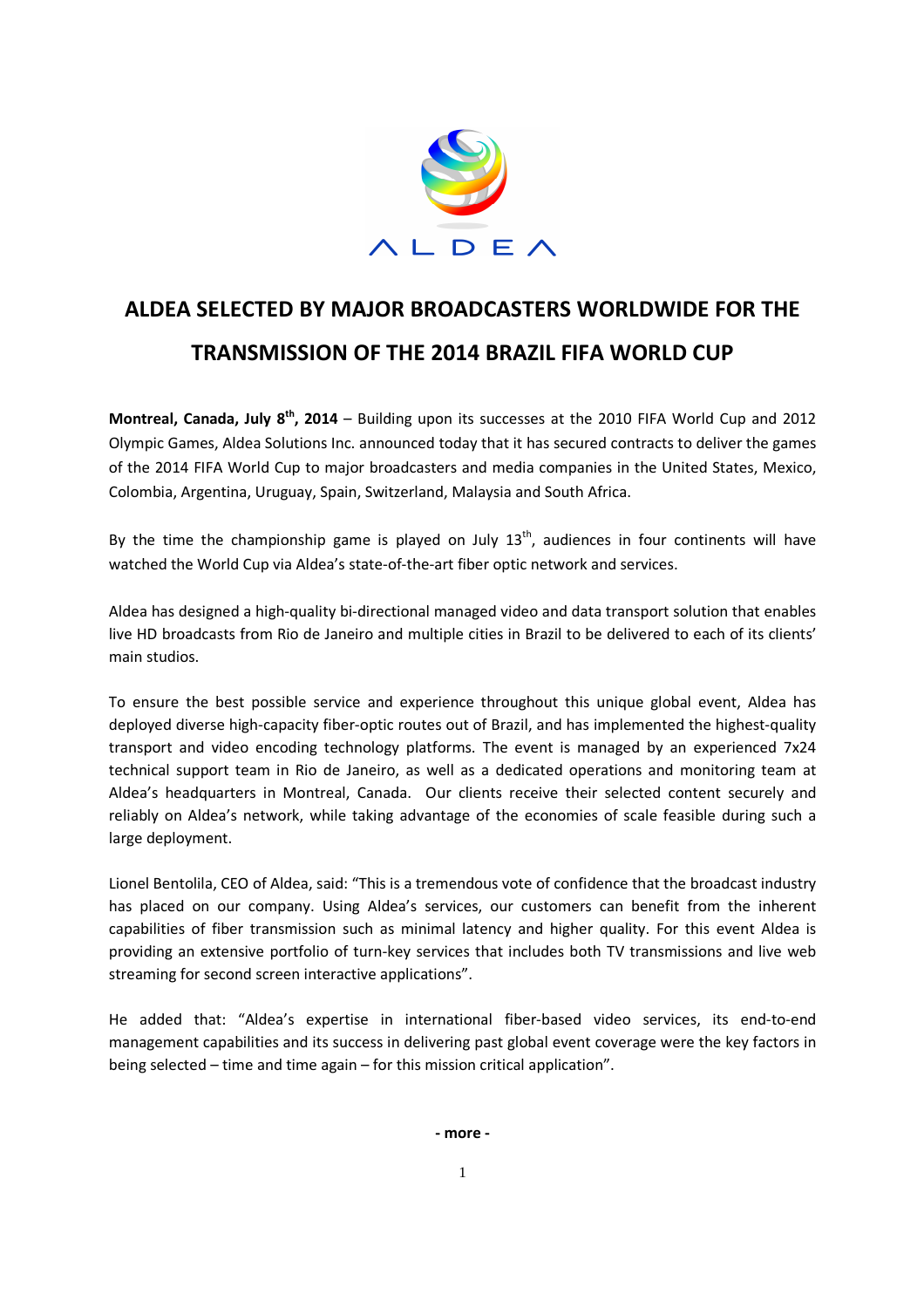ALDEA

# ALDEA SELECTED BY MAJOR BROADCASTERS WORLDWIDE FOR THE TRANSMISSION OF THE 2014 BRAZIL FIFA WORLD CUP

**Montreal, Canada, July 8th, 2014** – Building upon its successes at the 2010 FIFA World Cup and 2012 Olympic Games, Aldea Solutions Inc. announced today that it has secured contracts to deliver the games of the 2014 FIFA World Cup to major broadcasters and media companies in the United States, Mexico, Colombia, Argentina, Uruguay, Spain, Switzerland, Malaysia and South Africa.

By the time the championship game is played on July 13th, audiences in four continents will have watched the World Cup via Aldea's state-of-the-art fiber optic network and services.

Aldea has designed a high-quality bi-directional managed video and data transport solution that enables live HD broadcasts from Rio de Janeiro and multiple cities in Brazil to be delivered to each of its clients' main studios.

To ensure the best possible service and experience throughout this unique global event, Aldea has deployed diverse high-capacity fiber-optic routes out of Brazil, and has implemented the highest-quality transport and video encoding technology platforms. The event is managed by an experienced 7x24 technical support team in Rio de Janeiro, as well as a dedicated operations and monitoring team at Aldea's headquarters in Montreal, Canada. Our clients receive their selected content securely and reliably on Aldea's network, while taking advantage of the economies of scale feasible during such a large deployment.

Lionel Bentolila, CEO of Aldea, said: "This is a tremendous vote of confidence that the broadcast industry has placed on our company. Using Aldea's services, our customers can benefit from the inherent capabilities of fiber transmission such as minimal latency and higher quality. For this event Aldea is providing an extensive portfolio of turn-key services that includes both TV transmissions and live web streaming for second screen interactive applications".

He added that: "Aldea's expertise in international fiber-based video services, its end-to-end management capabilities and its success in delivering past global event coverage were the key factors in being selected – time and time again – for this mission critical application".

**- more -**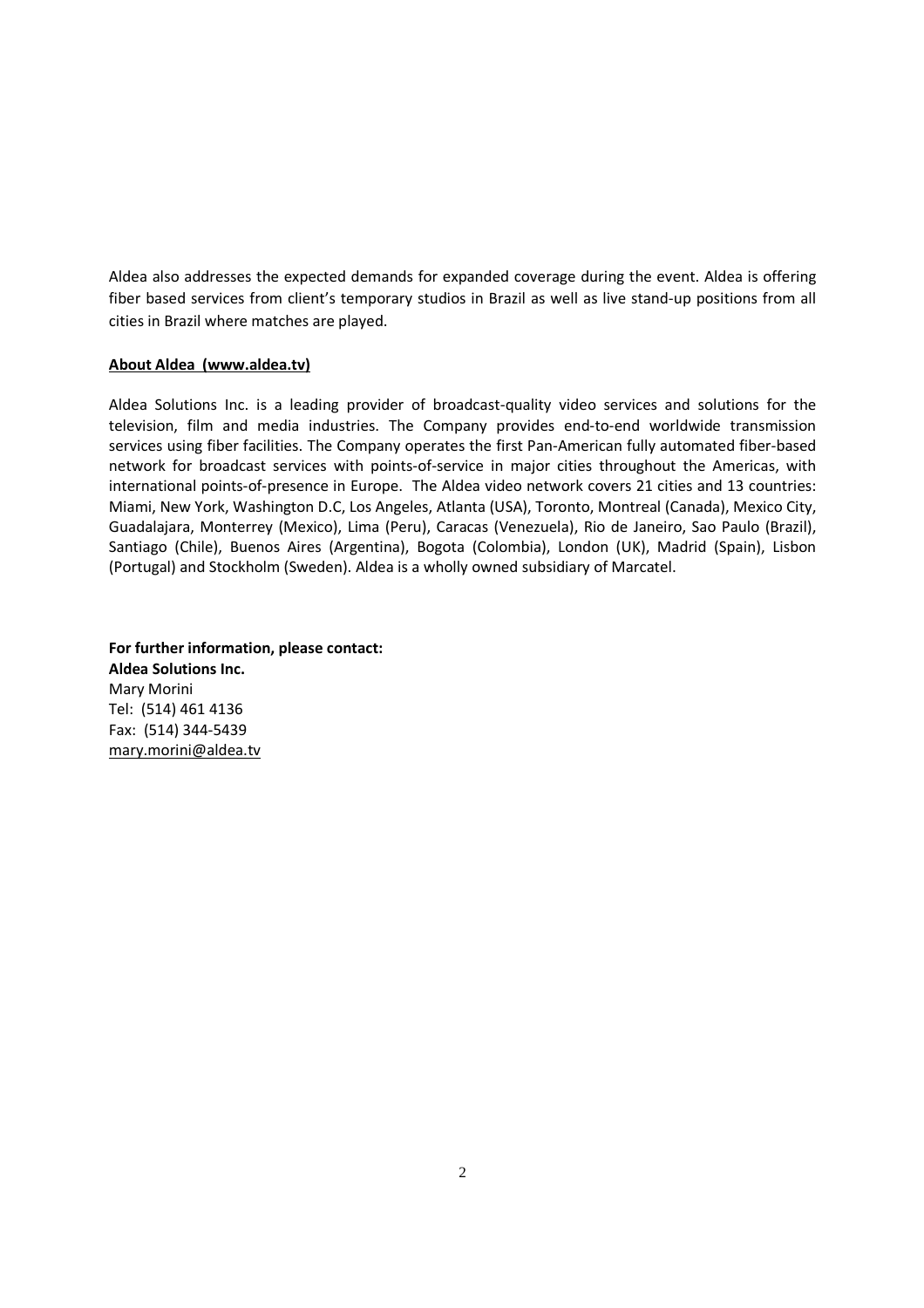Aldea also addresses the expected demands for expanded coverage during the event. Aldea is offering fiber based services from client's temporary studios in Brazil as well as live stand-up positions from all cities in Brazil where matches are played.

**About Aldea (www.aldea.tv)**

Aldea Solutions Inc. is a leading provider of broadcast-quality video services and solutions for the television, film and media industries. The Company provides end-to-end worldwide transmission services using fiber facilities. The Company operates the first Pan-American fully automated fiber-based network for broadcast services with points-of-service in major cities throughout the Americas, with international points-of-presence in Europe. The Aldea video network covers 21 cities and 13 countries: Miami, New York, Washington D.C, Los Angeles, Atlanta (USA), Toronto, Montreal (Canada), Mexico City, Guadalajara, Monterrey (Mexico), Lima (Peru), Caracas (Venezuela), Rio de Janeiro, Sao Paulo (Brazil), Santiago (Chile), Buenos Aires (Argentina), Bogota (Colombia), London (UK), Madrid (Spain), Lisbon (Portugal) and Stockholm (Sweden). Aldea is a wholly owned subsidiary of Marcatel.

**For further information, please contact:**
**Aldea Solutions Inc.**
Mary Morini
Tel: (514) 461 4136
Fax: (514) 344-5439
mary.morini@aldea.tv